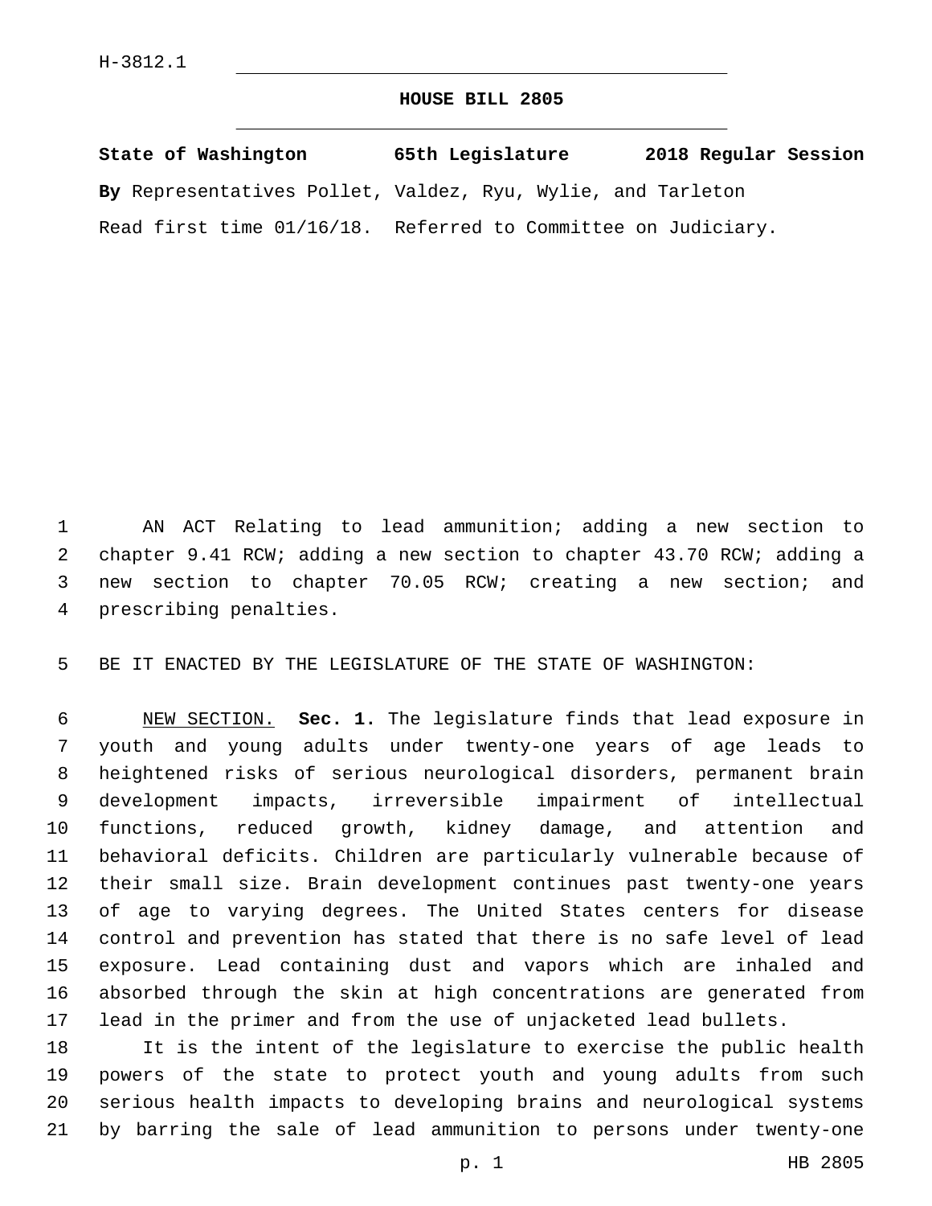H-3812.1

# HOUSE BILL 2805

**State of Washington 65th Legislature 2018 Regular Session**

**By** Representatives Pollet, Valdez, Ryu, Wylie, and Tarleton

Read first time 01/16/18. Referred to Committee on Judiciary.

AN ACT Relating to lead ammunition; adding a new section to chapter 9.41 RCW; adding a new section to chapter 43.70 RCW; adding a new section to chapter 70.05 RCW; creating a new section; and prescribing penalties.

BE IT ENACTED BY THE LEGISLATURE OF THE STATE OF WASHINGTON:

NEW SECTION. **Sec. 1.** The legislature finds that lead exposure in youth and young adults under twenty-one years of age leads to heightened risks of serious neurological disorders, permanent brain development impacts, irreversible impairment of intellectual functions, reduced growth, kidney damage, and attention and behavioral deficits. Children are particularly vulnerable because of their small size. Brain development continues past twenty-one years of age to varying degrees. The United States centers for disease control and prevention has stated that there is no safe level of lead exposure. Lead containing dust and vapors which are inhaled and absorbed through the skin at high concentrations are generated from lead in the primer and from the use of unjacketed lead bullets.

It is the intent of the legislature to exercise the public health powers of the state to protect youth and young adults from such serious health impacts to developing brains and neurological systems by barring the sale of lead ammunition to persons under twenty-one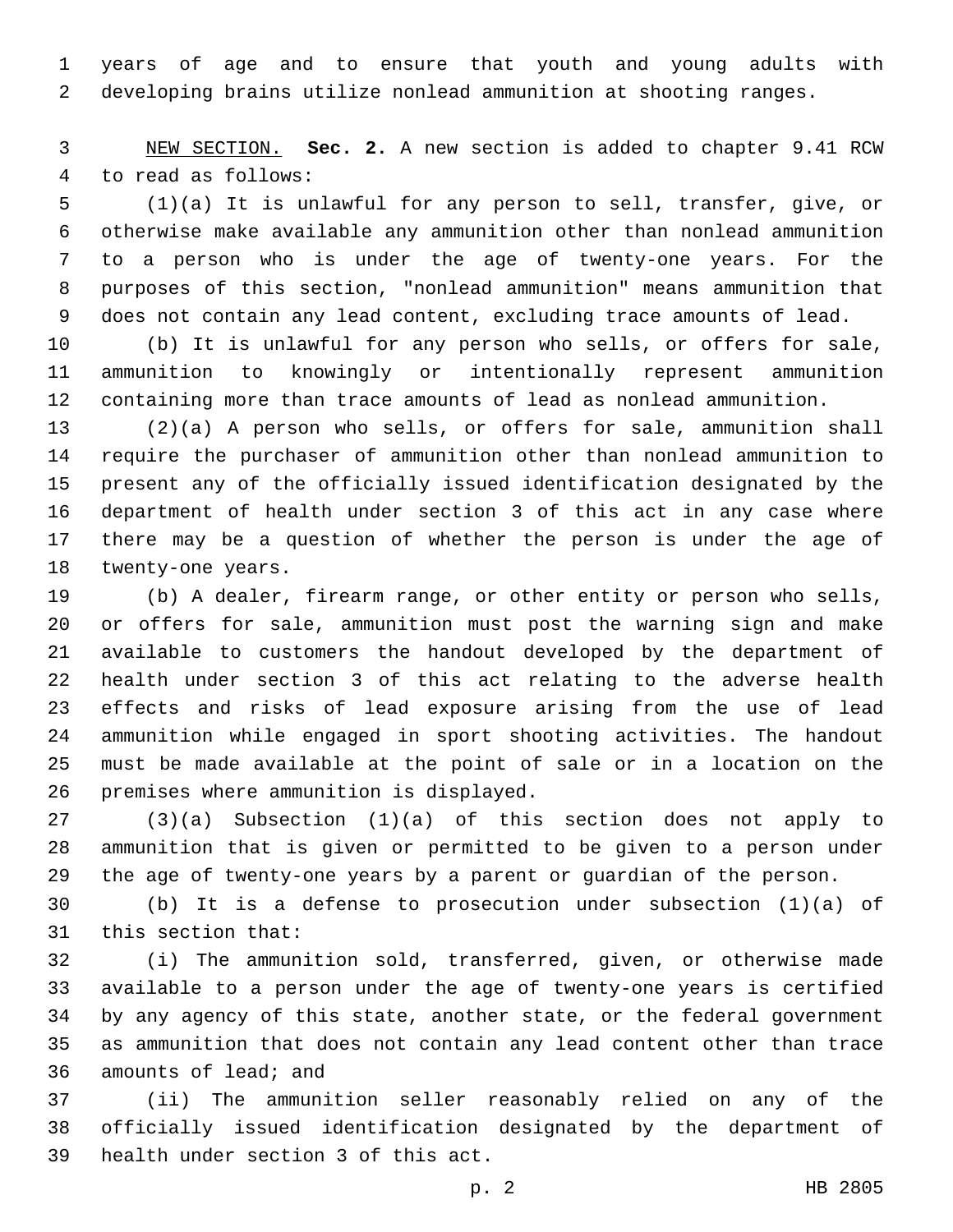years of age and to ensure that youth and young adults with developing brains utilize nonlead ammunition at shooting ranges.

NEW SECTION. **Sec. 2.** A new section is added to chapter 9.41 RCW to read as follows:

(1)(a) It is unlawful for any person to sell, transfer, give, or otherwise make available any ammunition other than nonlead ammunition to a person who is under the age of twenty-one years. For the purposes of this section, "nonlead ammunition" means ammunition that does not contain any lead content, excluding trace amounts of lead.

(b) It is unlawful for any person who sells, or offers for sale, ammunition to knowingly or intentionally represent ammunition containing more than trace amounts of lead as nonlead ammunition.

(2)(a) A person who sells, or offers for sale, ammunition shall require the purchaser of ammunition other than nonlead ammunition to present any of the officially issued identification designated by the department of health under section 3 of this act in any case where there may be a question of whether the person is under the age of twenty-one years.

(b) A dealer, firearm range, or other entity or person who sells, or offers for sale, ammunition must post the warning sign and make available to customers the handout developed by the department of health under section 3 of this act relating to the adverse health effects and risks of lead exposure arising from the use of lead ammunition while engaged in sport shooting activities. The handout must be made available at the point of sale or in a location on the premises where ammunition is displayed.

(3)(a) Subsection (1)(a) of this section does not apply to ammunition that is given or permitted to be given to a person under the age of twenty-one years by a parent or guardian of the person.

(b) It is a defense to prosecution under subsection (1)(a) of this section that:

(i) The ammunition sold, transferred, given, or otherwise made available to a person under the age of twenty-one years is certified by any agency of this state, another state, or the federal government as ammunition that does not contain any lead content other than trace amounts of lead; and

(ii) The ammunition seller reasonably relied on any of the officially issued identification designated by the department of health under section 3 of this act.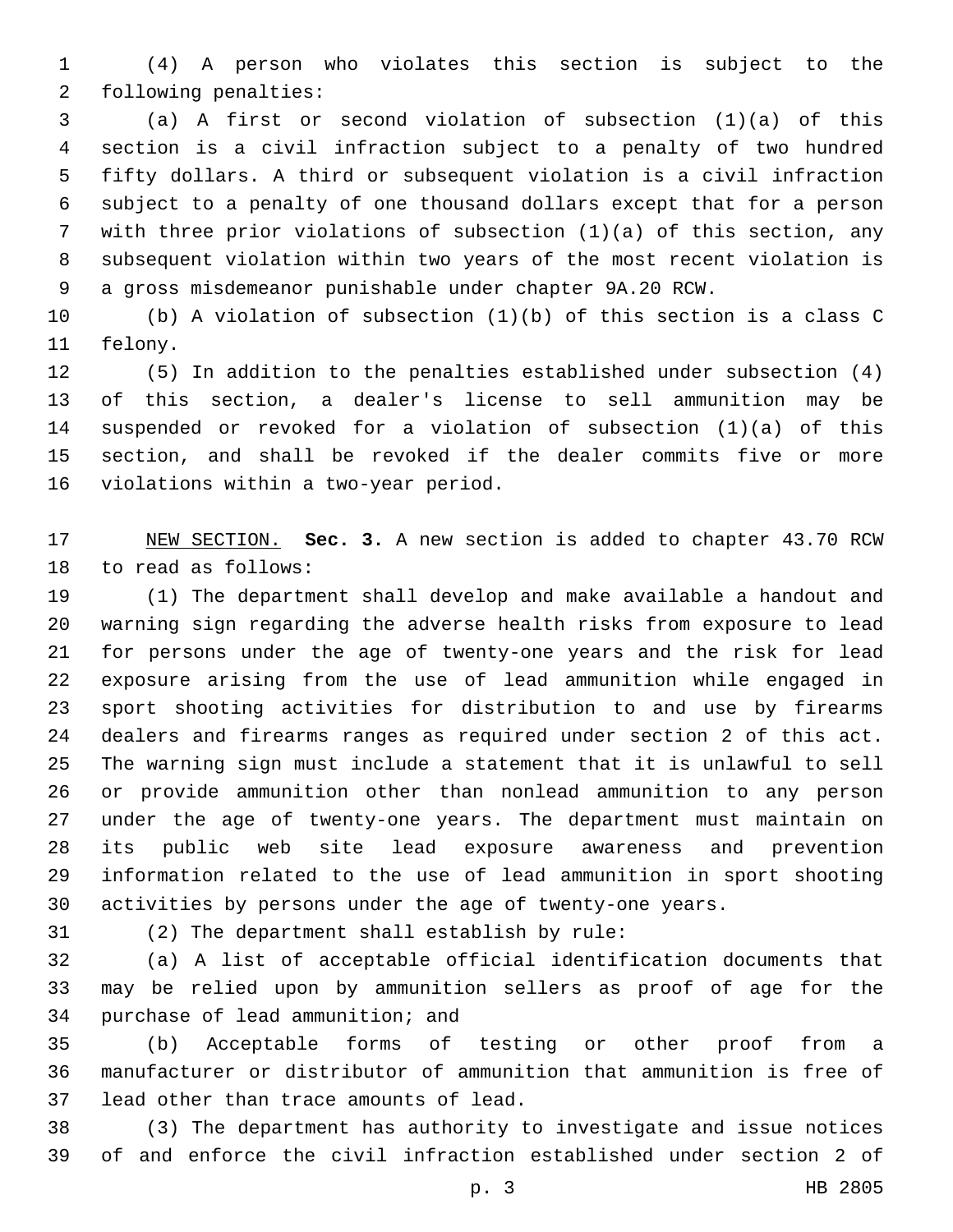(4) A person who violates this section is subject to the following penalties:

(a) A first or second violation of subsection (1)(a) of this section is a civil infraction subject to a penalty of two hundred fifty dollars. A third or subsequent violation is a civil infraction subject to a penalty of one thousand dollars except that for a person with three prior violations of subsection (1)(a) of this section, any subsequent violation within two years of the most recent violation is a gross misdemeanor punishable under chapter 9A.20 RCW.

(b) A violation of subsection (1)(b) of this section is a class C felony.

(5) In addition to the penalties established under subsection (4) of this section, a dealer's license to sell ammunition may be suspended or revoked for a violation of subsection (1)(a) of this section, and shall be revoked if the dealer commits five or more violations within a two-year period.

NEW SECTION. **Sec. 3.** A new section is added to chapter 43.70 RCW to read as follows:

(1) The department shall develop and make available a handout and warning sign regarding the adverse health risks from exposure to lead for persons under the age of twenty-one years and the risk for lead exposure arising from the use of lead ammunition while engaged in sport shooting activities for distribution to and use by firearms dealers and firearms ranges as required under section 2 of this act. The warning sign must include a statement that it is unlawful to sell or provide ammunition other than nonlead ammunition to any person under the age of twenty-one years. The department must maintain on its public web site lead exposure awareness and prevention information related to the use of lead ammunition in sport shooting activities by persons under the age of twenty-one years.

(2) The department shall establish by rule:

(a) A list of acceptable official identification documents that may be relied upon by ammunition sellers as proof of age for the purchase of lead ammunition; and

(b) Acceptable forms of testing or other proof from a manufacturer or distributor of ammunition that ammunition is free of lead other than trace amounts of lead.

(3) The department has authority to investigate and issue notices of and enforce the civil infraction established under section 2 of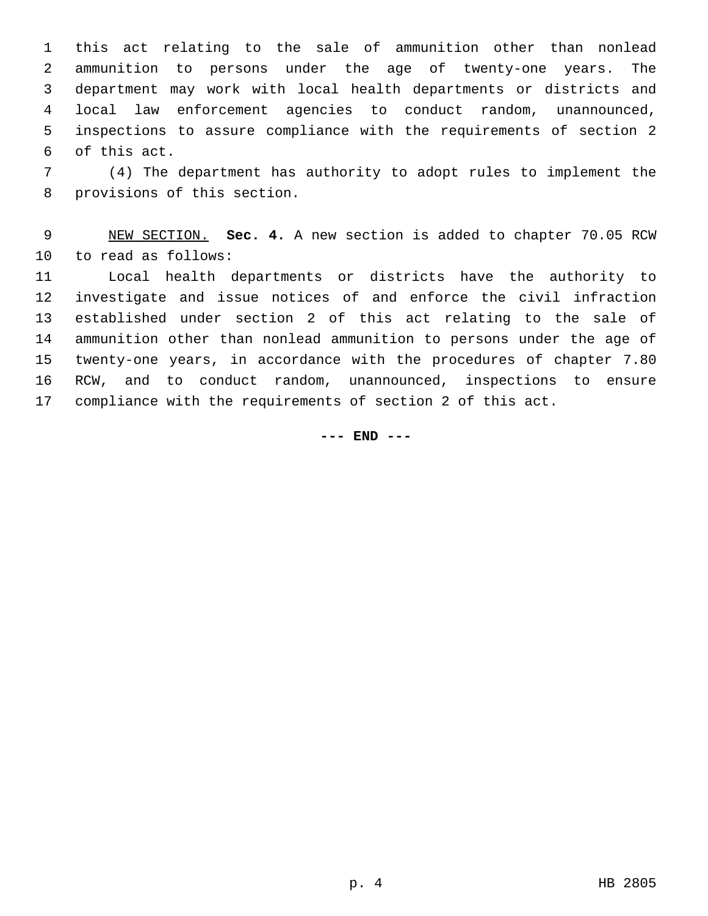this act relating to the sale of ammunition other than nonlead ammunition to persons under the age of twenty-one years. The department may work with local health departments or districts and local law enforcement agencies to conduct random, unannounced, inspections to assure compliance with the requirements of section 2 of this act.

(4) The department has authority to adopt rules to implement the provisions of this section.

NEW SECTION. **Sec. 4.** A new section is added to chapter 70.05 RCW to read as follows:

Local health departments or districts have the authority to investigate and issue notices of and enforce the civil infraction established under section 2 of this act relating to the sale of ammunition other than nonlead ammunition to persons under the age of twenty-one years, in accordance with the procedures of chapter 7.80 RCW, and to conduct random, unannounced, inspections to ensure compliance with the requirements of section 2 of this act.

**--- END ---**